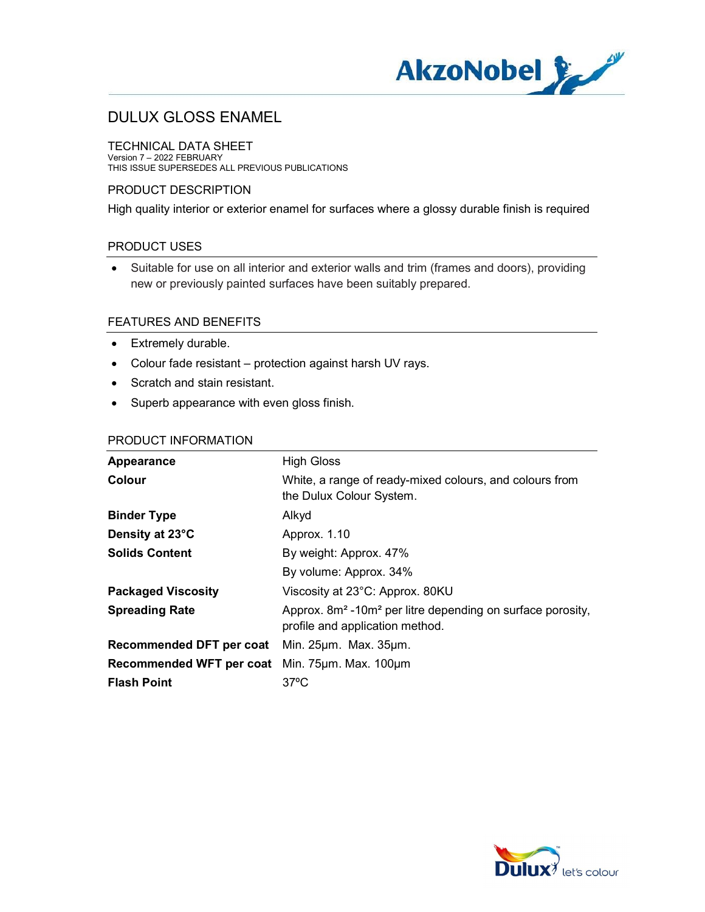# DULUX GLOSS ENAMEL

## TECHNICAL DATA SHEET

Version 7 – 2022 FEBRUARY
THIS ISSUE SUPERSEDES ALL PREVIOUS PUBLICATIONS

## PRODUCT DESCRIPTION

High quality interior or exterior enamel for surfaces where a glossy durable finish is required

## PRODUCT USES

- Suitable for use on all interior and exterior walls and trim (frames and doors), providing new or previously painted surfaces have been suitably prepared.

## FEATURES AND BENEFITS

- Extremely durable.
- Colour fade resistant – protection against harsh UV rays.
- Scratch and stain resistant.
- Superb appearance with even gloss finish.

## PRODUCT INFORMATION

| | |
|---|---|
| **Appearance** | High Gloss |
| **Colour** | White, a range of ready-mixed colours, and colours from the Dulux Colour System. |
| **Binder Type** | Alkyd |
| **Density at 23°C** | Approx. 1.10 |
| **Solids Content** | By weight: Approx. 47% |
| | By volume: Approx. 34% |
| **Packaged Viscosity** | Viscosity at 23°C: Approx. 80KU |
| **Spreading Rate** | Approx. 8m² -10m² per litre depending on surface porosity, profile and application method. |
| **Recommended DFT per coat** | Min. 25μm. Max. 35μm. |
| **Recommended WFT per coat** | Min. 75μm. Max. 100μm |
| **Flash Point** | 37ºC |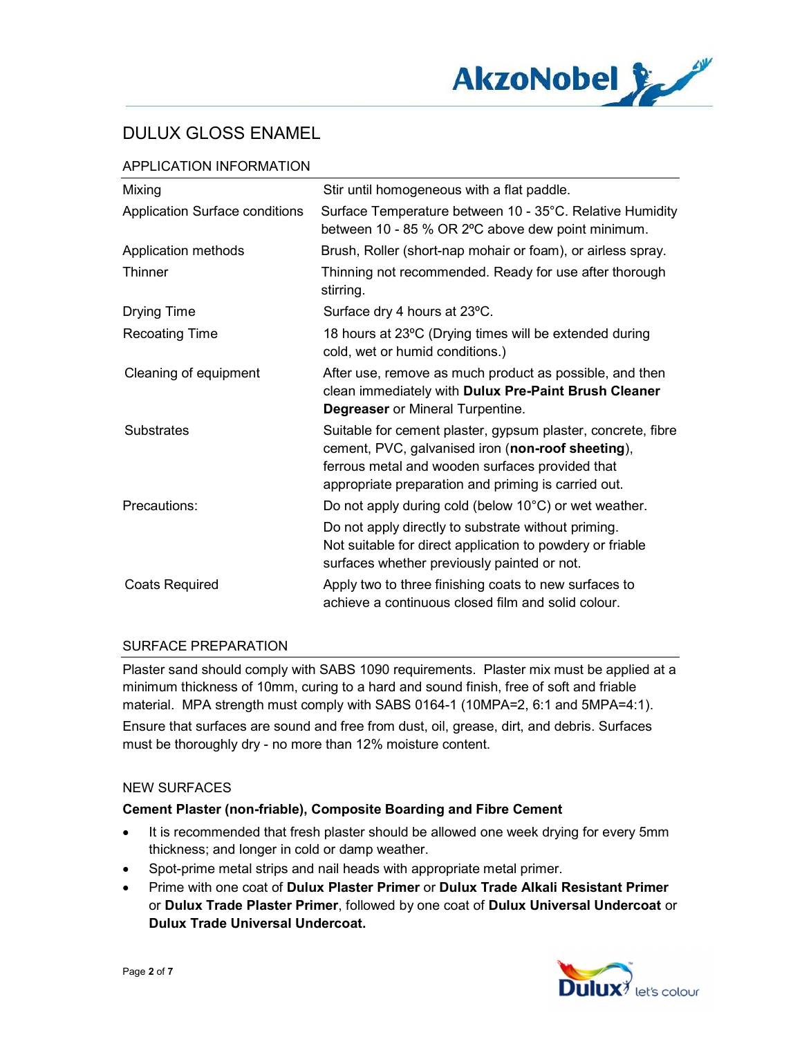# DULUX GLOSS ENAMEL

## APPLICATION INFORMATION

| | |
|---|---|
| Mixing | Stir until homogeneous with a flat paddle. |
| Application Surface conditions | Surface Temperature between 10 - 35°C. Relative Humidity between 10 - 85 % OR 2ºC above dew point minimum. |
| Application methods | Brush, Roller (short-nap mohair or foam), or airless spray. |
| Thinner | Thinning not recommended. Ready for use after thorough stirring. |
| Drying Time | Surface dry 4 hours at 23ºC. |
| Recoating Time | 18 hours at 23ºC (Drying times will be extended during cold, wet or humid conditions.) |
| Cleaning of equipment | After use, remove as much product as possible, and then clean immediately with **Dulux Pre-Paint Brush Cleaner Degreaser** or Mineral Turpentine. |
| Substrates | Suitable for cement plaster, gypsum plaster, concrete, fibre cement, PVC, galvanised iron (**non-roof sheeting**), ferrous metal and wooden surfaces provided that appropriate preparation and priming is carried out. |
| Precautions: | Do not apply during cold (below 10°C) or wet weather. Do not apply directly to substrate without priming. Not suitable for direct application to powdery or friable surfaces whether previously painted or not. |
| Coats Required | Apply two to three finishing coats to new surfaces to achieve a continuous closed film and solid colour. |

## SURFACE PREPARATION

Plaster sand should comply with SABS 1090 requirements. Plaster mix must be applied at a minimum thickness of 10mm, curing to a hard and sound finish, free of soft and friable material. MPA strength must comply with SABS 0164-1 (10MPA=2, 6:1 and 5MPA=4:1).

Ensure that surfaces are sound and free from dust, oil, grease, dirt, and debris. Surfaces must be thoroughly dry - no more than 12% moisture content.

### NEW SURFACES

**Cement Plaster (non-friable), Composite Boarding and Fibre Cement**

- It is recommended that fresh plaster should be allowed one week drying for every 5mm thickness; and longer in cold or damp weather.
- Spot-prime metal strips and nail heads with appropriate metal primer.
- Prime with one coat of **Dulux Plaster Primer** or **Dulux Trade Alkali Resistant Primer** or **Dulux Trade Plaster Primer**, followed by one coat of **Dulux Universal Undercoat** or **Dulux Trade Universal Undercoat.**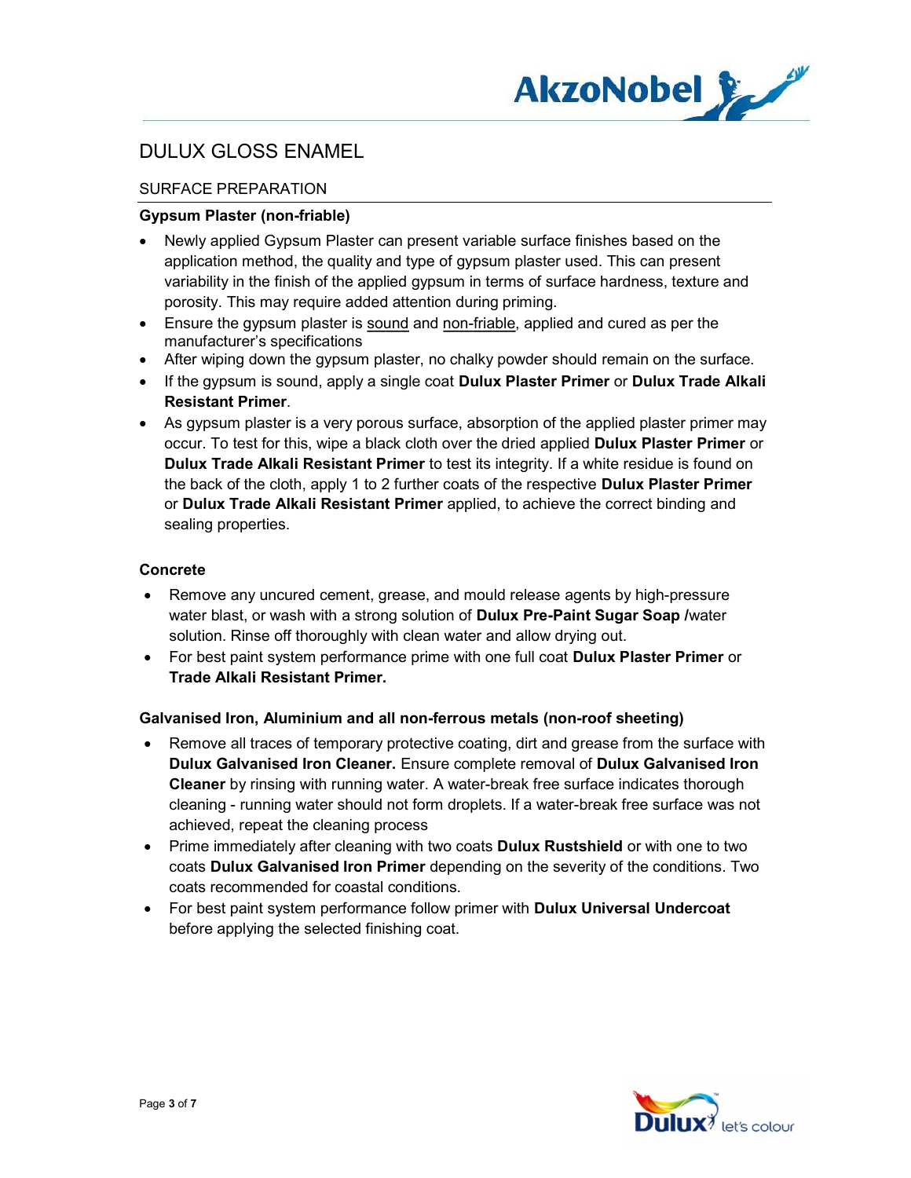# DULUX GLOSS ENAMEL

## SURFACE PREPARATION

### Gypsum Plaster (non-friable)

- Newly applied Gypsum Plaster can present variable surface finishes based on the application method, the quality and type of gypsum plaster used. This can present variability in the finish of the applied gypsum in terms of surface hardness, texture and porosity. This may require added attention during priming.
- Ensure the gypsum plaster is sound and non-friable, applied and cured as per the manufacturer's specifications
- After wiping down the gypsum plaster, no chalky powder should remain on the surface.
- If the gypsum is sound, apply a single coat **Dulux Plaster Primer** or **Dulux Trade Alkali Resistant Primer**.
- As gypsum plaster is a very porous surface, absorption of the applied plaster primer may occur. To test for this, wipe a black cloth over the dried applied **Dulux Plaster Primer** or **Dulux Trade Alkali Resistant Primer** to test its integrity. If a white residue is found on the back of the cloth, apply 1 to 2 further coats of the respective **Dulux Plaster Primer** or **Dulux Trade Alkali Resistant Primer** applied, to achieve the correct binding and sealing properties.

### Concrete

- Remove any uncured cement, grease, and mould release agents by high-pressure water blast, or wash with a strong solution of **Dulux Pre-Paint Sugar Soap /**water solution. Rinse off thoroughly with clean water and allow drying out.
- For best paint system performance prime with one full coat **Dulux Plaster Primer** or **Trade Alkali Resistant Primer.**

### Galvanised Iron, Aluminium and all non-ferrous metals (non-roof sheeting)

- Remove all traces of temporary protective coating, dirt and grease from the surface with **Dulux Galvanised Iron Cleaner.** Ensure complete removal of **Dulux Galvanised Iron Cleaner** by rinsing with running water. A water-break free surface indicates thorough cleaning - running water should not form droplets. If a water-break free surface was not achieved, repeat the cleaning process
- Prime immediately after cleaning with two coats **Dulux Rustshield** or with one to two coats **Dulux Galvanised Iron Primer** depending on the severity of the conditions. Two coats recommended for coastal conditions.
- For best paint system performance follow primer with **Dulux Universal Undercoat** before applying the selected finishing coat.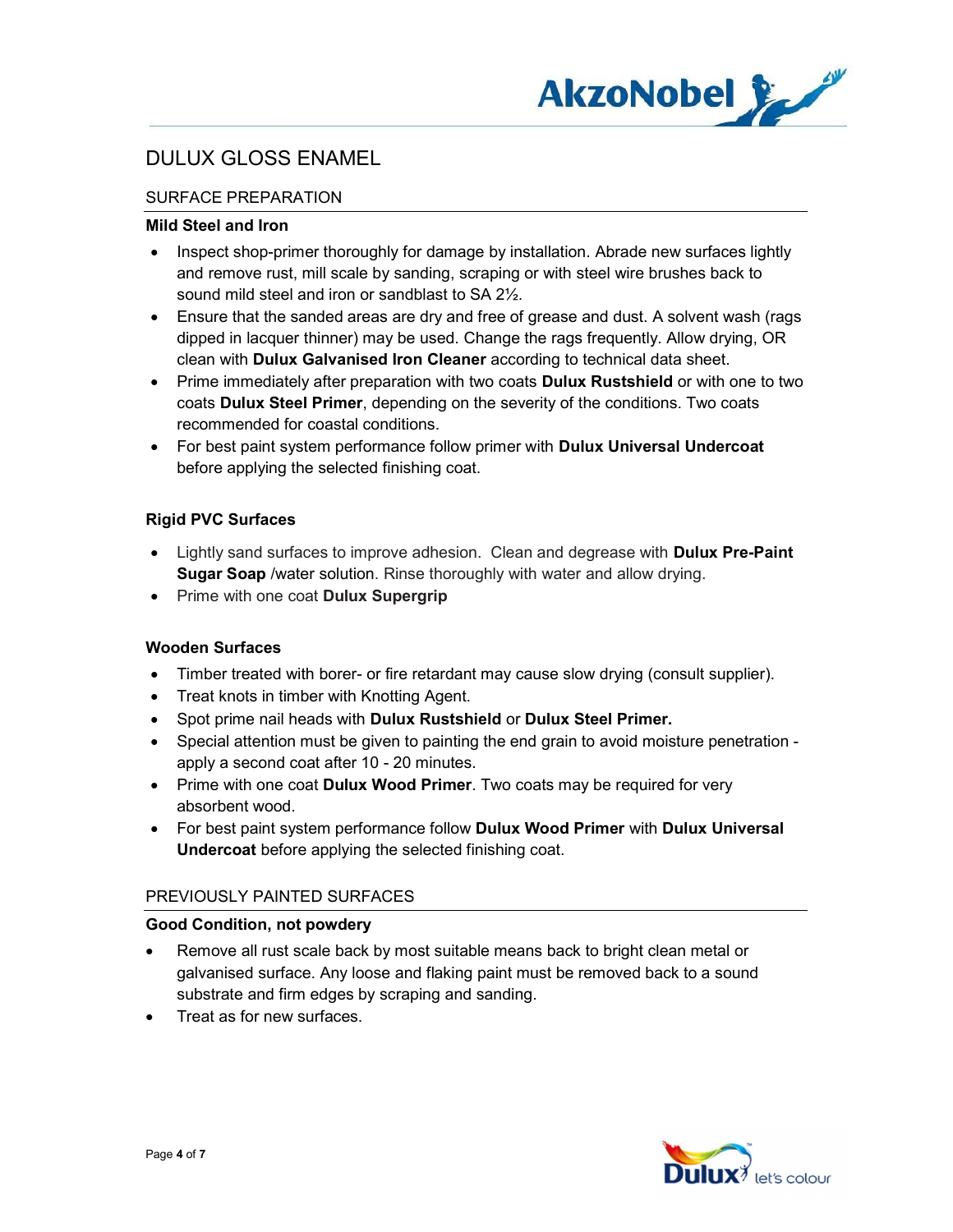# DULUX GLOSS ENAMEL

## SURFACE PREPARATION

### Mild Steel and Iron

- Inspect shop-primer thoroughly for damage by installation. Abrade new surfaces lightly and remove rust, mill scale by sanding, scraping or with steel wire brushes back to sound mild steel and iron or sandblast to SA 2½.
- Ensure that the sanded areas are dry and free of grease and dust. A solvent wash (rags dipped in lacquer thinner) may be used. Change the rags frequently. Allow drying, OR clean with **Dulux Galvanised Iron Cleaner** according to technical data sheet.
- Prime immediately after preparation with two coats **Dulux Rustshield** or with one to two coats **Dulux Steel Primer**, depending on the severity of the conditions. Two coats recommended for coastal conditions.
- For best paint system performance follow primer with **Dulux Universal Undercoat** before applying the selected finishing coat.

### Rigid PVC Surfaces

- Lightly sand surfaces to improve adhesion. Clean and degrease with **Dulux Pre-Paint Sugar Soap** /water solution. Rinse thoroughly with water and allow drying.
- Prime with one coat **Dulux Supergrip**

### Wooden Surfaces

- Timber treated with borer- or fire retardant may cause slow drying (consult supplier).
- Treat knots in timber with Knotting Agent.
- Spot prime nail heads with **Dulux Rustshield** or **Dulux Steel Primer.**
- Special attention must be given to painting the end grain to avoid moisture penetration - apply a second coat after 10 - 20 minutes.
- Prime with one coat **Dulux Wood Primer**. Two coats may be required for very absorbent wood.
- For best paint system performance follow **Dulux Wood Primer** with **Dulux Universal Undercoat** before applying the selected finishing coat.

## PREVIOUSLY PAINTED SURFACES

### Good Condition, not powdery

- Remove all rust scale back by most suitable means back to bright clean metal or galvanised surface. Any loose and flaking paint must be removed back to a sound substrate and firm edges by scraping and sanding.
- Treat as for new surfaces.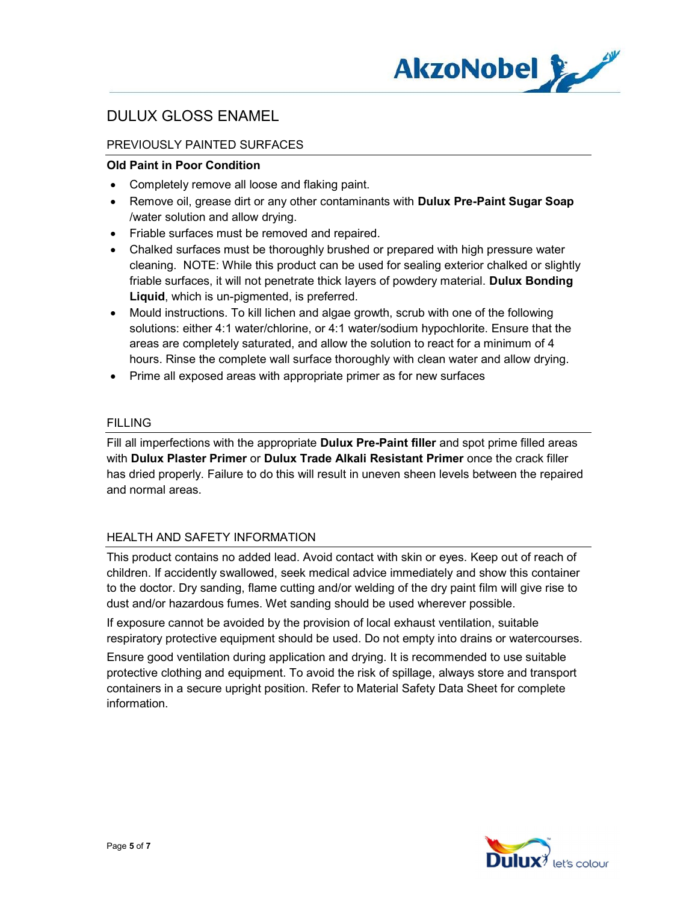# DULUX GLOSS ENAMEL

## PREVIOUSLY PAINTED SURFACES

**Old Paint in Poor Condition**

- Completely remove all loose and flaking paint.
- Remove oil, grease dirt or any other contaminants with **Dulux Pre-Paint Sugar Soap** /water solution and allow drying.
- Friable surfaces must be removed and repaired.
- Chalked surfaces must be thoroughly brushed or prepared with high pressure water cleaning. NOTE: While this product can be used for sealing exterior chalked or slightly friable surfaces, it will not penetrate thick layers of powdery material. **Dulux Bonding Liquid**, which is un-pigmented, is preferred.
- Mould instructions. To kill lichen and algae growth, scrub with one of the following solutions: either 4:1 water/chlorine, or 4:1 water/sodium hypochlorite. Ensure that the areas are completely saturated, and allow the solution to react for a minimum of 4 hours. Rinse the complete wall surface thoroughly with clean water and allow drying.
- Prime all exposed areas with appropriate primer as for new surfaces

## FILLING

Fill all imperfections with the appropriate **Dulux Pre-Paint filler** and spot prime filled areas with **Dulux Plaster Primer** or **Dulux Trade Alkali Resistant Primer** once the crack filler has dried properly. Failure to do this will result in uneven sheen levels between the repaired and normal areas.

## HEALTH AND SAFETY INFORMATION

This product contains no added lead. Avoid contact with skin or eyes. Keep out of reach of children. If accidently swallowed, seek medical advice immediately and show this container to the doctor. Dry sanding, flame cutting and/or welding of the dry paint film will give rise to dust and/or hazardous fumes. Wet sanding should be used wherever possible.

If exposure cannot be avoided by the provision of local exhaust ventilation, suitable respiratory protective equipment should be used. Do not empty into drains or watercourses.

Ensure good ventilation during application and drying. It is recommended to use suitable protective clothing and equipment. To avoid the risk of spillage, always store and transport containers in a secure upright position. Refer to Material Safety Data Sheet for complete information.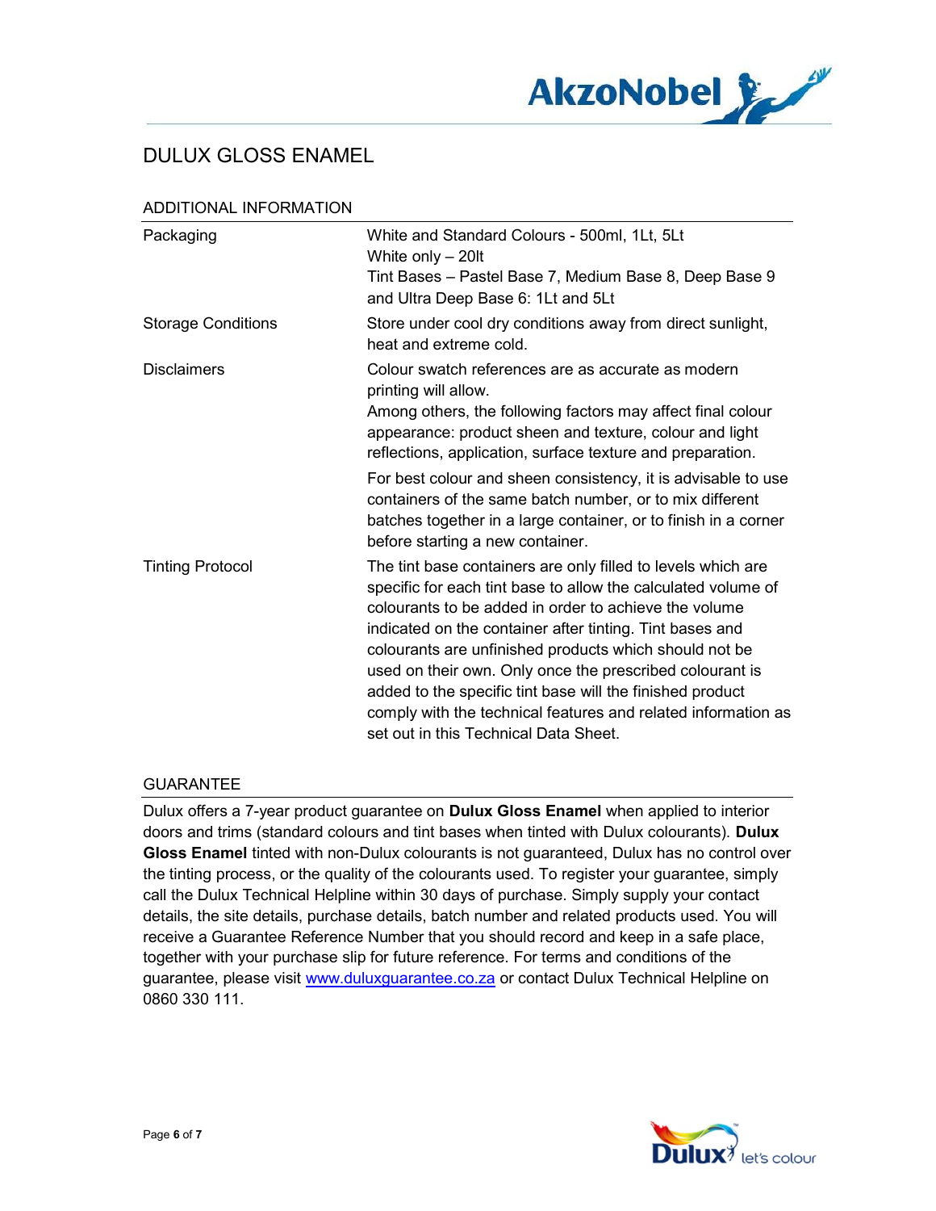# DULUX GLOSS ENAMEL

## ADDITIONAL INFORMATION

| | |
|---|---|
| Packaging | White and Standard Colours - 500ml, 1Lt, 5Lt<br>White only – 20lt<br>Tint Bases – Pastel Base 7, Medium Base 8, Deep Base 9 and Ultra Deep Base 6: 1Lt and 5Lt |
| Storage Conditions | Store under cool dry conditions away from direct sunlight, heat and extreme cold. |
| Disclaimers | Colour swatch references are as accurate as modern printing will allow.<br>Among others, the following factors may affect final colour appearance: product sheen and texture, colour and light reflections, application, surface texture and preparation.<br>For best colour and sheen consistency, it is advisable to use containers of the same batch number, or to mix different batches together in a large container, or to finish in a corner before starting a new container. |
| Tinting Protocol | The tint base containers are only filled to levels which are specific for each tint base to allow the calculated volume of colourants to be added in order to achieve the volume indicated on the container after tinting. Tint bases and colourants are unfinished products which should not be used on their own. Only once the prescribed colourant is added to the specific tint base will the finished product comply with the technical features and related information as set out in this Technical Data Sheet. |

## GUARANTEE

Dulux offers a 7-year product guarantee on **Dulux Gloss Enamel** when applied to interior doors and trims (standard colours and tint bases when tinted with Dulux colourants). **Dulux Gloss Enamel** tinted with non-Dulux colourants is not guaranteed, Dulux has no control over the tinting process, or the quality of the colourants used. To register your guarantee, simply call the Dulux Technical Helpline within 30 days of purchase. Simply supply your contact details, the site details, purchase details, batch number and related products used. You will receive a Guarantee Reference Number that you should record and keep in a safe place, together with your purchase slip for future reference. For terms and conditions of the guarantee, please visit www.duluxguarantee.co.za or contact Dulux Technical Helpline on 0860 330 111.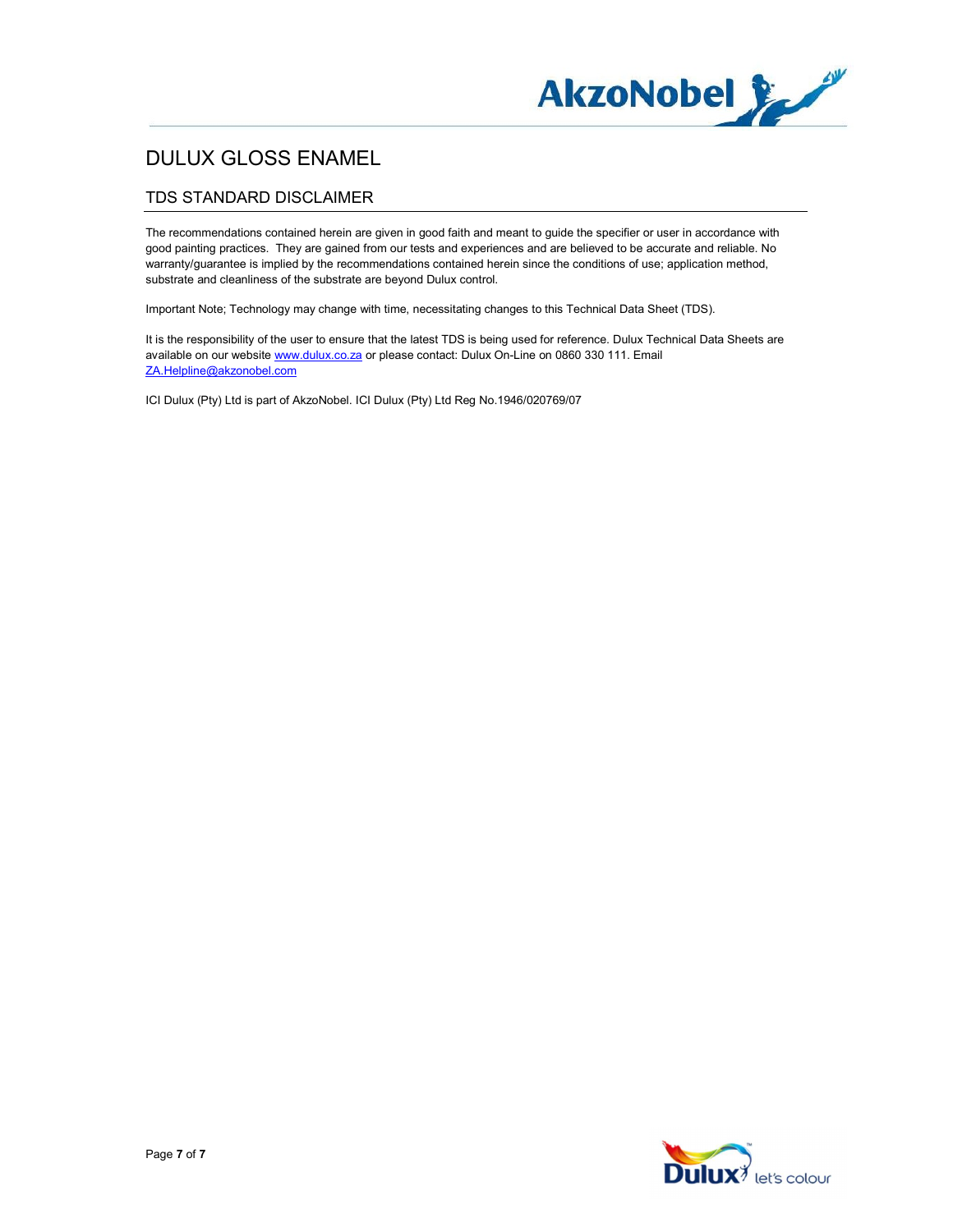# DULUX GLOSS ENAMEL

## TDS STANDARD DISCLAIMER

The recommendations contained herein are given in good faith and meant to guide the specifier or user in accordance with good painting practices. They are gained from our tests and experiences and are believed to be accurate and reliable. No warranty/guarantee is implied by the recommendations contained herein since the conditions of use; application method, substrate and cleanliness of the substrate are beyond Dulux control.

Important Note; Technology may change with time, necessitating changes to this Technical Data Sheet (TDS).

It is the responsibility of the user to ensure that the latest TDS is being used for reference. Dulux Technical Data Sheets are available on our website www.dulux.co.za or please contact: Dulux On-Line on 0860 330 111. Email ZA.Helpline@akzonobel.com

ICI Dulux (Pty) Ltd is part of AkzoNobel. ICI Dulux (Pty) Ltd Reg No.1946/020769/07